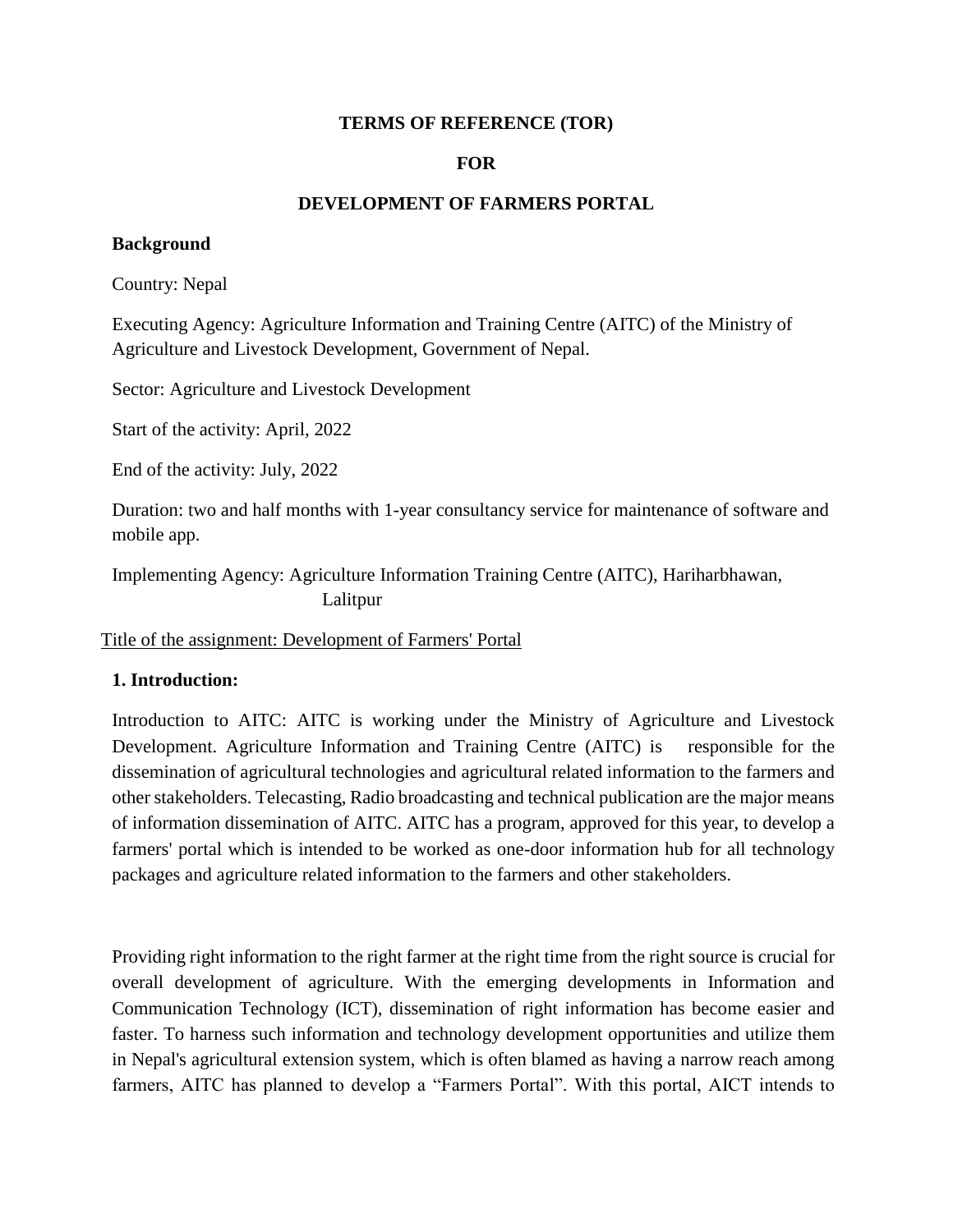# TERMS OF REFERENCE (TOR)

# FOR

# DEVELOPMENT OF FARMERS PORTAL

**Background**

Country: Nepal

Executing Agency: Agriculture Information and Training Centre (AITC) of the Ministry of Agriculture and Livestock Development, Government of Nepal.

Sector: Agriculture and Livestock Development

Start of the activity: April, 2022

End of the activity: July, 2022

Duration: two and half months with 1-year consultancy service for maintenance of software and mobile app.

Implementing Agency: Agriculture Information Training Centre (AITC), Hariharbhawan, Lalitpur

<u>Title of the assignment: Development of Farmers' Portal</u>

## 1. Introduction:

Introduction to AITC: AITC is working under the Ministry of Agriculture and Livestock Development. Agriculture Information and Training Centre (AITC) is responsible for the dissemination of agricultural technologies and agricultural related information to the farmers and other stakeholders. Telecasting, Radio broadcasting and technical publication are the major means of information dissemination of AITC. AITC has a program, approved for this year, to develop a farmers' portal which is intended to be worked as one-door information hub for all technology packages and agriculture related information to the farmers and other stakeholders.

Providing right information to the right farmer at the right time from the right source is crucial for overall development of agriculture. With the emerging developments in Information and Communication Technology (ICT), dissemination of right information has become easier and faster. To harness such information and technology development opportunities and utilize them in Nepal's agricultural extension system, which is often blamed as having a narrow reach among farmers, AITC has planned to develop a "Farmers Portal". With this portal, AICT intends to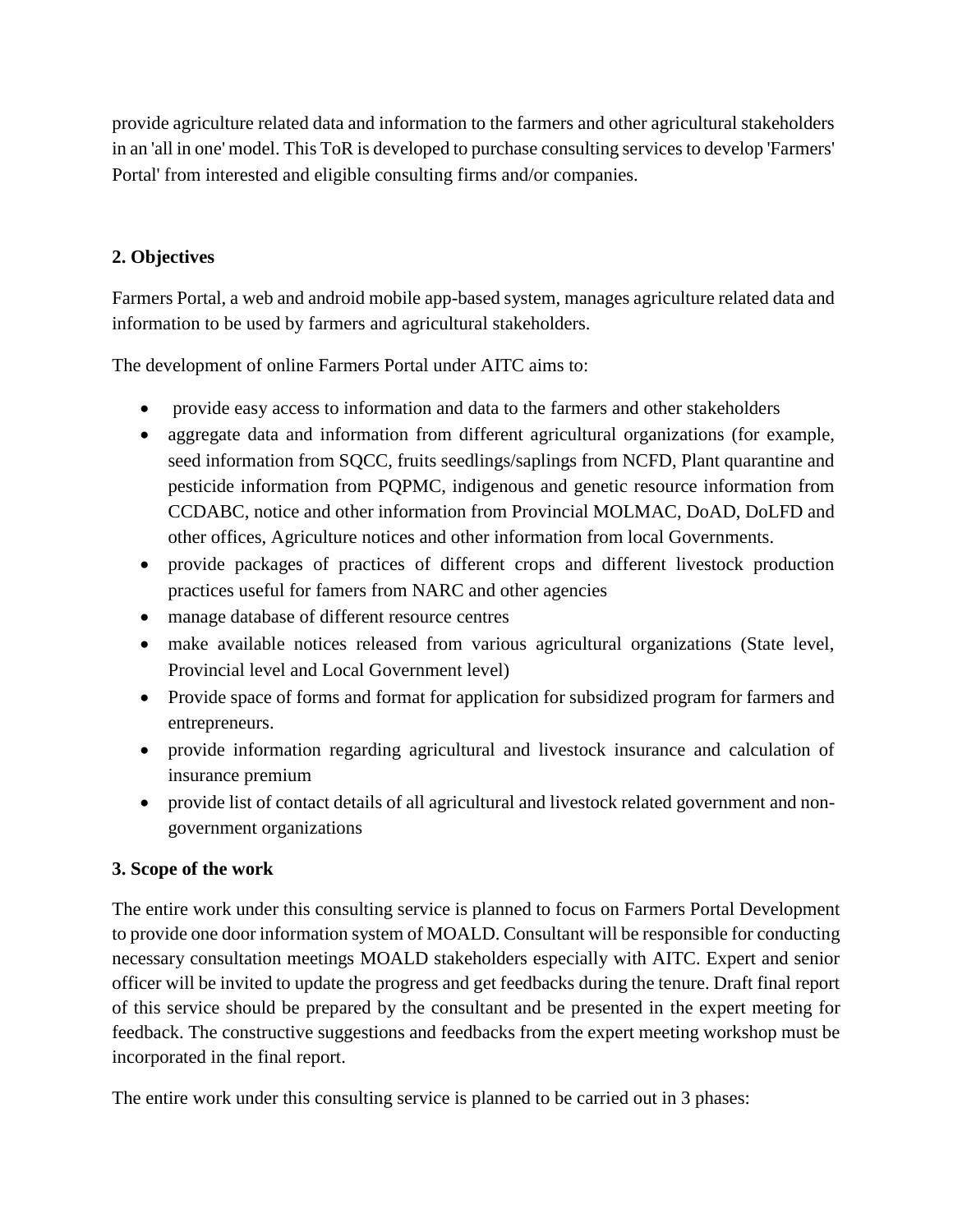provide agriculture related data and information to the farmers and other agricultural stakeholders in an 'all in one' model. This ToR is developed to purchase consulting services to develop 'Farmers' Portal' from interested and eligible consulting firms and/or companies.

## 2. Objectives

Farmers Portal, a web and android mobile app-based system, manages agriculture related data and information to be used by farmers and agricultural stakeholders.

The development of online Farmers Portal under AITC aims to:

- provide easy access to information and data to the farmers and other stakeholders
- aggregate data and information from different agricultural organizations (for example, seed information from SQCC, fruits seedlings/saplings from NCFD, Plant quarantine and pesticide information from PQPMC, indigenous and genetic resource information from CCDABC, notice and other information from Provincial MOLMAC, DoAD, DoLFD and other offices, Agriculture notices and other information from local Governments.
- provide packages of practices of different crops and different livestock production practices useful for famers from NARC and other agencies
- manage database of different resource centres
- make available notices released from various agricultural organizations (State level, Provincial level and Local Government level)
- Provide space of forms and format for application for subsidized program for farmers and entrepreneurs.
- provide information regarding agricultural and livestock insurance and calculation of insurance premium
- provide list of contact details of all agricultural and livestock related government and non-government organizations

## 3. Scope of the work

The entire work under this consulting service is planned to focus on Farmers Portal Development to provide one door information system of MOALD. Consultant will be responsible for conducting necessary consultation meetings MOALD stakeholders especially with AITC. Expert and senior officer will be invited to update the progress and get feedbacks during the tenure. Draft final report of this service should be prepared by the consultant and be presented in the expert meeting for feedback. The constructive suggestions and feedbacks from the expert meeting workshop must be incorporated in the final report.

The entire work under this consulting service is planned to be carried out in 3 phases: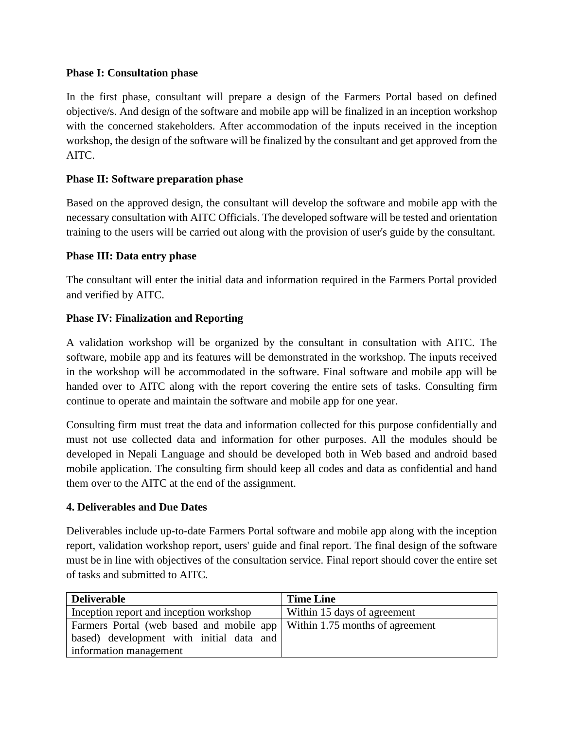**Phase I: Consultation phase**

In the first phase, consultant will prepare a design of the Farmers Portal based on defined objective/s. And design of the software and mobile app will be finalized in an inception workshop with the concerned stakeholders. After accommodation of the inputs received in the inception workshop, the design of the software will be finalized by the consultant and get approved from the AITC.

**Phase II: Software preparation phase**

Based on the approved design, the consultant will develop the software and mobile app with the necessary consultation with AITC Officials. The developed software will be tested and orientation training to the users will be carried out along with the provision of user's guide by the consultant.

**Phase III: Data entry phase**

The consultant will enter the initial data and information required in the Farmers Portal provided and verified by AITC.

**Phase IV: Finalization and Reporting**

A validation workshop will be organized by the consultant in consultation with AITC. The software, mobile app and its features will be demonstrated in the workshop. The inputs received in the workshop will be accommodated in the software. Final software and mobile app will be handed over to AITC along with the report covering the entire sets of tasks. Consulting firm continue to operate and maintain the software and mobile app for one year.

Consulting firm must treat the data and information collected for this purpose confidentially and must not use collected data and information for other purposes. All the modules should be developed in Nepali Language and should be developed both in Web based and android based mobile application. The consulting firm should keep all codes and data as confidential and hand them over to the AITC at the end of the assignment.

**4. Deliverables and Due Dates**

Deliverables include up-to-date Farmers Portal software and mobile app along with the inception report, validation workshop report, users' guide and final report. The final design of the software must be in line with objectives of the consultation service. Final report should cover the entire set of tasks and submitted to AITC.

| **Deliverable** | **Time Line** |
|---|---|
| Inception report and inception workshop | Within 15 days of agreement |
| Farmers Portal (web based and mobile app based) development with initial data and information management | Within 1.75 months of agreement |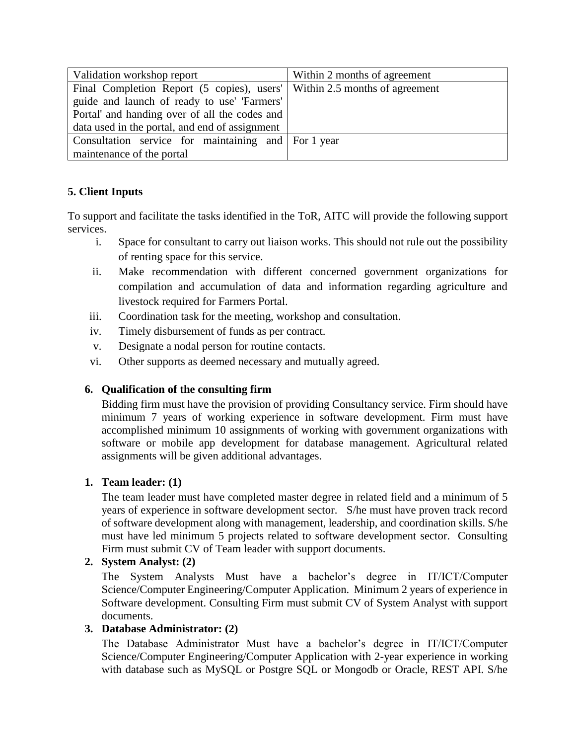| | |
|---|---|
| Validation workshop report | Within 2 months of agreement |
| Final Completion Report (5 copies), users' guide and launch of ready to use' 'Farmers' Portal' and handing over of all the codes and data used in the portal, and end of assignment | Within 2.5 months of agreement |
| Consultation service for maintaining and maintenance of the portal | For 1 year |

**5. Client Inputs**

To support and facilitate the tasks identified in the ToR, AITC will provide the following support services.

i. Space for consultant to carry out liaison works. This should not rule out the possibility of renting space for this service.
ii. Make recommendation with different concerned government organizations for compilation and accumulation of data and information regarding agriculture and livestock required for Farmers Portal.
iii. Coordination task for the meeting, workshop and consultation.
iv. Timely disbursement of funds as per contract.
v. Designate a nodal person for routine contacts.
vi. Other supports as deemed necessary and mutually agreed.

**6. Qualification of the consulting firm**

Bidding firm must have the provision of providing Consultancy service. Firm should have minimum 7 years of working experience in software development. Firm must have accomplished minimum 10 assignments of working with government organizations with software or mobile app development for database management. Agricultural related assignments will be given additional advantages.

**1. Team leader: (1)**

The team leader must have completed master degree in related field and a minimum of 5 years of experience in software development sector. S/he must have proven track record of software development along with management, leadership, and coordination skills. S/he must have led minimum 5 projects related to software development sector. Consulting Firm must submit CV of Team leader with support documents.

**2. System Analyst: (2)**

The System Analysts Must have a bachelor's degree in IT/ICT/Computer Science/Computer Engineering/Computer Application. Minimum 2 years of experience in Software development. Consulting Firm must submit CV of System Analyst with support documents.

**3. Database Administrator: (2)**

The Database Administrator Must have a bachelor's degree in IT/ICT/Computer Science/Computer Engineering/Computer Application with 2-year experience in working with database such as MySQL or Postgre SQL or Mongodb or Oracle, REST API. S/he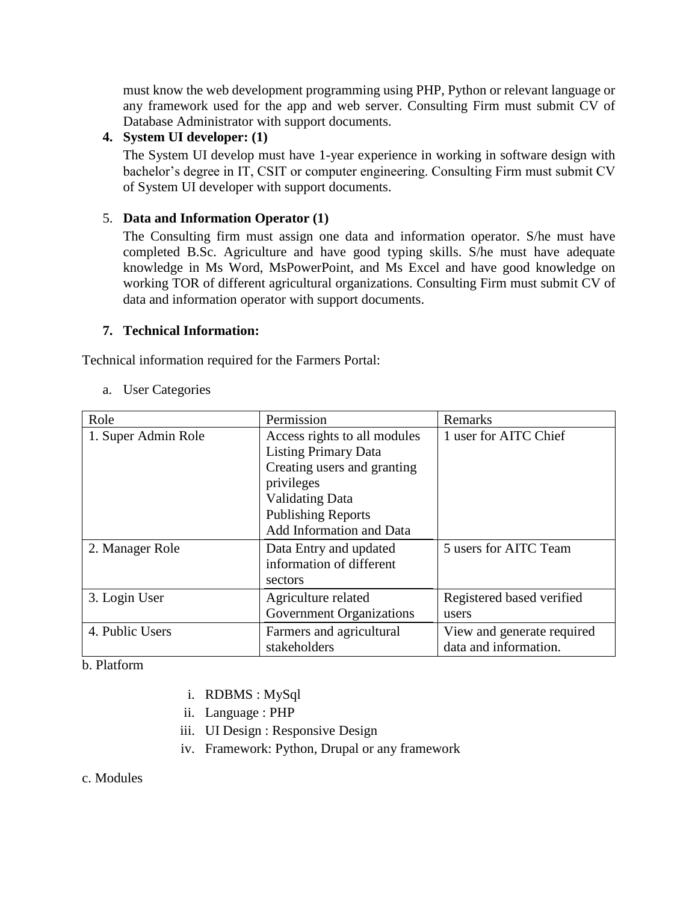must know the web development programming using PHP, Python or relevant language or any framework used for the app and web server. Consulting Firm must submit CV of Database Administrator with support documents.

4. **System UI developer: (1)**

   The System UI develop must have 1-year experience in working in software design with bachelor's degree in IT, CSIT or computer engineering. Consulting Firm must submit CV of System UI developer with support documents.

5. **Data and Information Operator (1)**

   The Consulting firm must assign one data and information operator. S/he must have completed B.Sc. Agriculture and have good typing skills. S/he must have adequate knowledge in Ms Word, MsPowerPoint, and Ms Excel and have good knowledge on working TOR of different agricultural organizations. Consulting Firm must submit CV of data and information operator with support documents.

7. **Technical Information:**

Technical information required for the Farmers Portal:

a. User Categories

| Role | Permission | Remarks |
|---|---|---|
| 1. Super Admin Role | Access rights to all modules<br>Listing Primary Data<br>Creating users and granting privileges<br>Validating Data<br>Publishing Reports<br>Add Information and Data | 1 user for AITC Chief |
| 2. Manager Role | Data Entry and updated information of different sectors | 5 users for AITC Team |
| 3. Login User | Agriculture related Government Organizations | Registered based verified users |
| 4. Public Users | Farmers and agricultural stakeholders | View and generate required data and information. |

b. Platform

i. RDBMS : MySql
ii. Language : PHP
iii. UI Design : Responsive Design
iv. Framework: Python, Drupal or any framework

c. Modules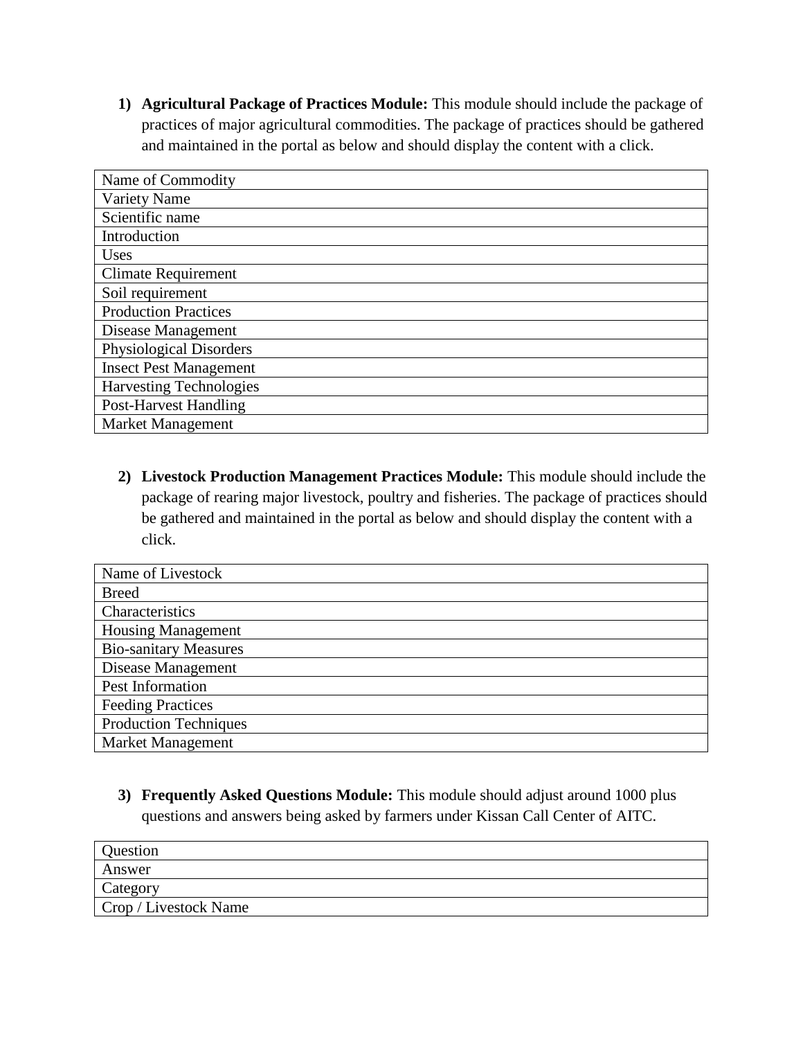1) **Agricultural Package of Practices Module:** This module should include the package of practices of major agricultural commodities. The package of practices should be gathered and maintained in the portal as below and should display the content with a click.

| Name of Commodity |
|---|
| Variety Name |
| Scientific name |
| Introduction |
| Uses |
| Climate Requirement |
| Soil requirement |
| Production Practices |
| Disease Management |
| Physiological Disorders |
| Insect Pest Management |
| Harvesting Technologies |
| Post-Harvest Handling |
| Market Management |

2) **Livestock Production Management Practices Module:** This module should include the package of rearing major livestock, poultry and fisheries. The package of practices should be gathered and maintained in the portal as below and should display the content with a click.

| Name of Livestock |
|---|
| Breed |
| Characteristics |
| Housing Management |
| Bio-sanitary Measures |
| Disease Management |
| Pest Information |
| Feeding Practices |
| Production Techniques |
| Market Management |

3) **Frequently Asked Questions Module:** This module should adjust around 1000 plus questions and answers being asked by farmers under Kissan Call Center of AITC.

| Question |
|---|
| Answer |
| Category |
| Crop / Livestock Name |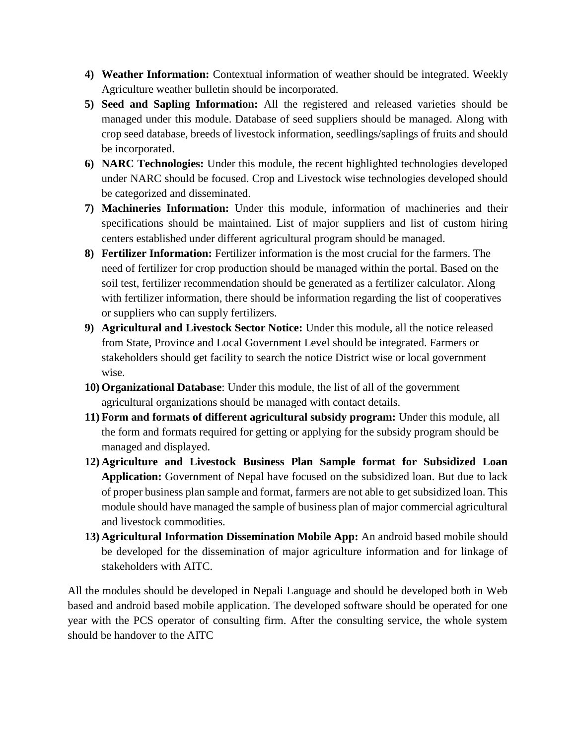4) **Weather Information:** Contextual information of weather should be integrated. Weekly Agriculture weather bulletin should be incorporated.
5) **Seed and Sapling Information:** All the registered and released varieties should be managed under this module. Database of seed suppliers should be managed. Along with crop seed database, breeds of livestock information, seedlings/saplings of fruits and should be incorporated.
6) **NARC Technologies:** Under this module, the recent highlighted technologies developed under NARC should be focused. Crop and Livestock wise technologies developed should be categorized and disseminated.
7) **Machineries Information:** Under this module, information of machineries and their specifications should be maintained. List of major suppliers and list of custom hiring centers established under different agricultural program should be managed.
8) **Fertilizer Information:** Fertilizer information is the most crucial for the farmers. The need of fertilizer for crop production should be managed within the portal. Based on the soil test, fertilizer recommendation should be generated as a fertilizer calculator. Along with fertilizer information, there should be information regarding the list of cooperatives or suppliers who can supply fertilizers.
9) **Agricultural and Livestock Sector Notice:** Under this module, all the notice released from State, Province and Local Government Level should be integrated. Farmers or stakeholders should get facility to search the notice District wise or local government wise.
10) **Organizational Database**: Under this module, the list of all of the government agricultural organizations should be managed with contact details.
11) **Form and formats of different agricultural subsidy program:** Under this module, all the form and formats required for getting or applying for the subsidy program should be managed and displayed.
12) **Agriculture and Livestock Business Plan Sample format for Subsidized Loan Application:** Government of Nepal have focused on the subsidized loan. But due to lack of proper business plan sample and format, farmers are not able to get subsidized loan. This module should have managed the sample of business plan of major commercial agricultural and livestock commodities.
13) **Agricultural Information Dissemination Mobile App:** An android based mobile should be developed for the dissemination of major agriculture information and for linkage of stakeholders with AITC.

All the modules should be developed in Nepali Language and should be developed both in Web based and android based mobile application. The developed software should be operated for one year with the PCS operator of consulting firm. After the consulting service, the whole system should be handover to the AITC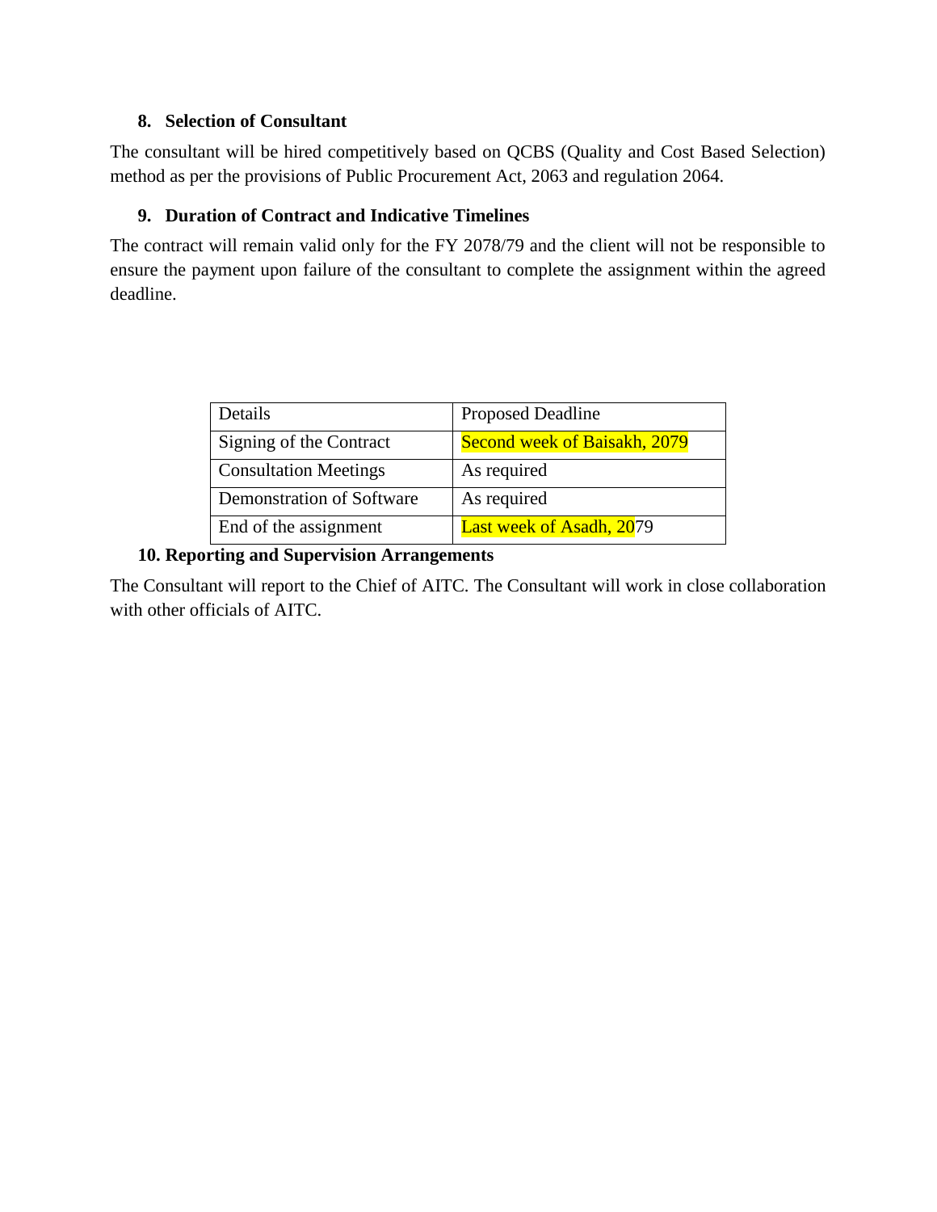## 8. Selection of Consultant

The consultant will be hired competitively based on QCBS (Quality and Cost Based Selection) method as per the provisions of Public Procurement Act, 2063 and regulation 2064.

## 9. Duration of Contract and Indicative Timelines

The contract will remain valid only for the FY 2078/79 and the client will not be responsible to ensure the payment upon failure of the consultant to complete the assignment within the agreed deadline.

| Details | Proposed Deadline |
|---|---|
| Signing of the Contract | Second week of Baisakh, 2079 |
| Consultation Meetings | As required |
| Demonstration of Software | As required |
| End of the assignment | Last week of Asadh, 2079 |

## 10. Reporting and Supervision Arrangements

The Consultant will report to the Chief of AITC. The Consultant will work in close collaboration with other officials of AITC.